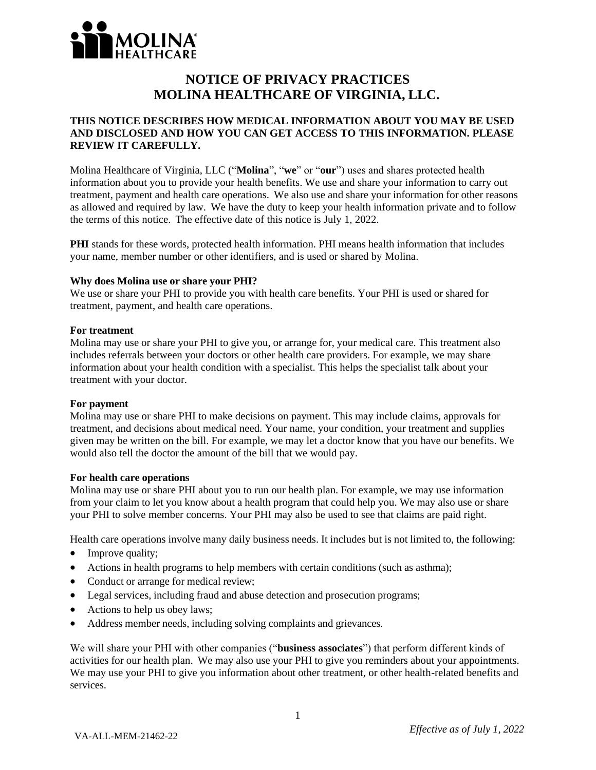# NOTICE OF PRIVACY PRACTICES
# MOLINA HEALTHCARE OF VIRGINIA, LLC.

**THIS NOTICE DESCRIBES HOW MEDICAL INFORMATION ABOUT YOU MAY BE USED AND DISCLOSED AND HOW YOU CAN GET ACCESS TO THIS INFORMATION. PLEASE REVIEW IT CAREFULLY.**

Molina Healthcare of Virginia, LLC ("**Molina**", "**we**" or "**our**") uses and shares protected health information about you to provide your health benefits. We use and share your information to carry out treatment, payment and health care operations. We also use and share your information for other reasons as allowed and required by law. We have the duty to keep your health information private and to follow the terms of this notice. The effective date of this notice is July 1, 2022.

**PHI** stands for these words, protected health information. PHI means health information that includes your name, member number or other identifiers, and is used or shared by Molina.

### Why does Molina use or share your PHI?

We use or share your PHI to provide you with health care benefits. Your PHI is used or shared for treatment, payment, and health care operations.

### For treatment

Molina may use or share your PHI to give you, or arrange for, your medical care. This treatment also includes referrals between your doctors or other health care providers. For example, we may share information about your health condition with a specialist. This helps the specialist talk about your treatment with your doctor.

### For payment

Molina may use or share PHI to make decisions on payment. This may include claims, approvals for treatment, and decisions about medical need. Your name, your condition, your treatment and supplies given may be written on the bill. For example, we may let a doctor know that you have our benefits. We would also tell the doctor the amount of the bill that we would pay.

### For health care operations

Molina may use or share PHI about you to run our health plan. For example, we may use information from your claim to let you know about a health program that could help you. We may also use or share your PHI to solve member concerns. Your PHI may also be used to see that claims are paid right.

Health care operations involve many daily business needs. It includes but is not limited to, the following:

- Improve quality;
- Actions in health programs to help members with certain conditions (such as asthma);
- Conduct or arrange for medical review;
- Legal services, including fraud and abuse detection and prosecution programs;
- Actions to help us obey laws;
- Address member needs, including solving complaints and grievances.

We will share your PHI with other companies ("**business associates**") that perform different kinds of activities for our health plan. We may also use your PHI to give you reminders about your appointments. We may use your PHI to give you information about other treatment, or other health-related benefits and services.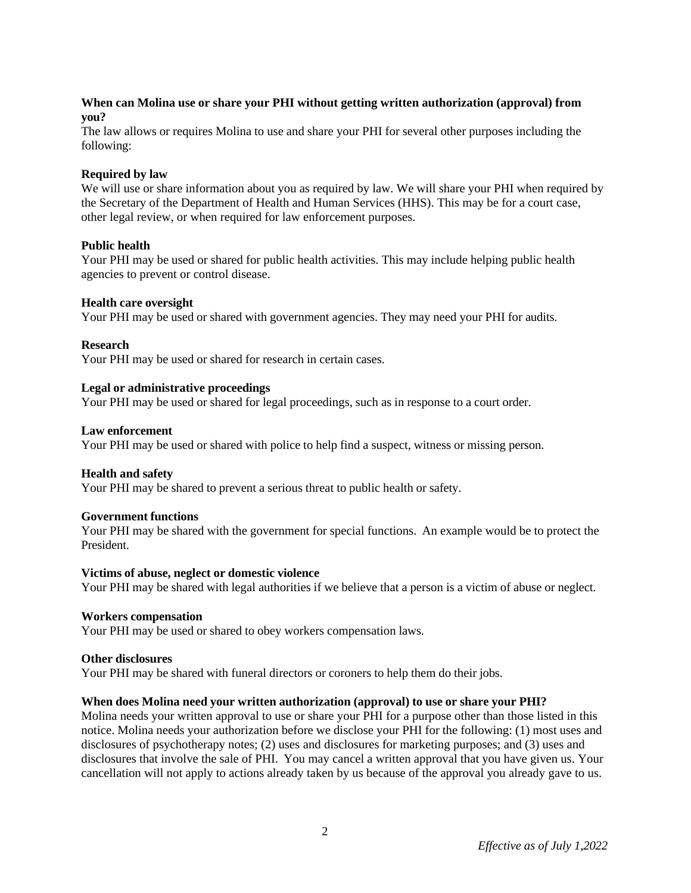### When can Molina use or share your PHI without getting written authorization (approval) from you?

The law allows or requires Molina to use and share your PHI for several other purposes including the following:

**Required by law**
We will use or share information about you as required by law. We will share your PHI when required by the Secretary of the Department of Health and Human Services (HHS). This may be for a court case, other legal review, or when required for law enforcement purposes.

**Public health**
Your PHI may be used or shared for public health activities. This may include helping public health agencies to prevent or control disease.

**Health care oversight**
Your PHI may be used or shared with government agencies. They may need your PHI for audits.

**Research**
Your PHI may be used or shared for research in certain cases.

**Legal or administrative proceedings**
Your PHI may be used or shared for legal proceedings, such as in response to a court order.

**Law enforcement**
Your PHI may be used or shared with police to help find a suspect, witness or missing person.

**Health and safety**
Your PHI may be shared to prevent a serious threat to public health or safety.

**Government functions**
Your PHI may be shared with the government for special functions. An example would be to protect the President.

**Victims of abuse, neglect or domestic violence**
Your PHI may be shared with legal authorities if we believe that a person is a victim of abuse or neglect.

**Workers compensation**
Your PHI may be used or shared to obey workers compensation laws.

**Other disclosures**
Your PHI may be shared with funeral directors or coroners to help them do their jobs.

### When does Molina need your written authorization (approval) to use or share your PHI?

Molina needs your written approval to use or share your PHI for a purpose other than those listed in this notice. Molina needs your authorization before we disclose your PHI for the following: (1) most uses and disclosures of psychotherapy notes; (2) uses and disclosures for marketing purposes; and (3) uses and disclosures that involve the sale of PHI. You may cancel a written approval that you have given us. Your cancellation will not apply to actions already taken by us because of the approval you already gave to us.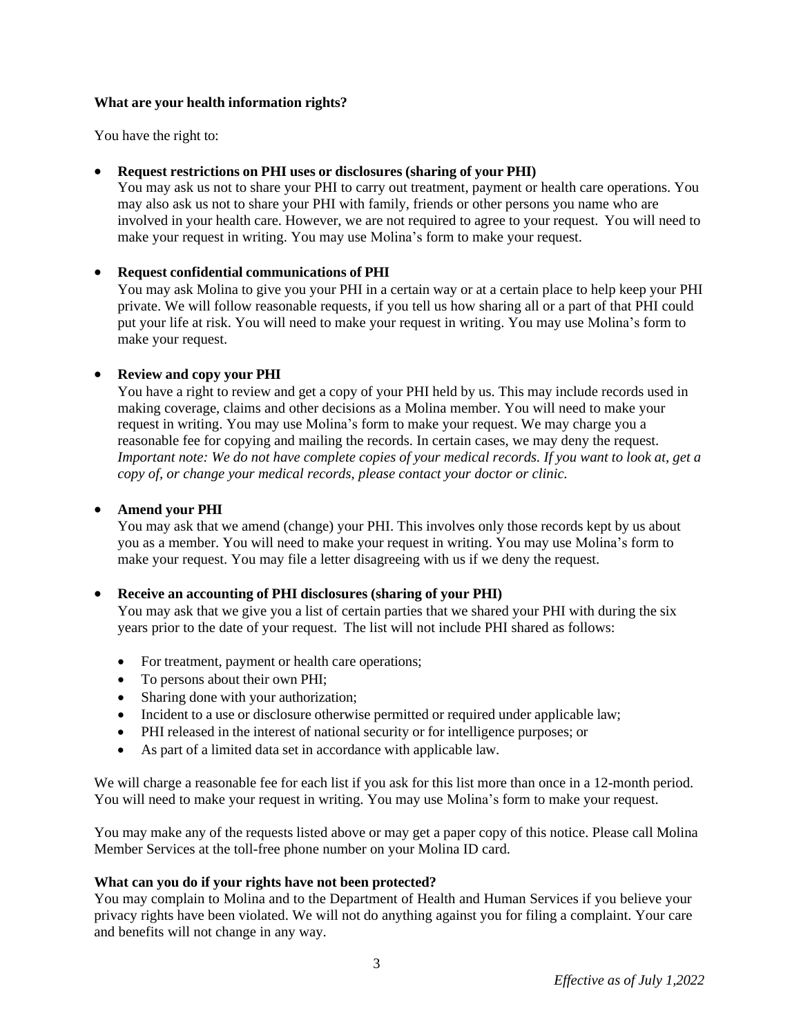**What are your health information rights?**

You have the right to:

- **Request restrictions on PHI uses or disclosures (sharing of your PHI)**
  You may ask us not to share your PHI to carry out treatment, payment or health care operations. You may also ask us not to share your PHI with family, friends or other persons you name who are involved in your health care. However, we are not required to agree to your request. You will need to make your request in writing. You may use Molina's form to make your request.

- **Request confidential communications of PHI**
  You may ask Molina to give you your PHI in a certain way or at a certain place to help keep your PHI private. We will follow reasonable requests, if you tell us how sharing all or a part of that PHI could put your life at risk. You will need to make your request in writing. You may use Molina's form to make your request.

- **Review and copy your PHI**
  You have a right to review and get a copy of your PHI held by us. This may include records used in making coverage, claims and other decisions as a Molina member. You will need to make your request in writing. You may use Molina's form to make your request. We may charge you a reasonable fee for copying and mailing the records. In certain cases, we may deny the request. *Important note: We do not have complete copies of your medical records. If you want to look at, get a copy of, or change your medical records, please contact your doctor or clinic.*

- **Amend your PHI**
  You may ask that we amend (change) your PHI. This involves only those records kept by us about you as a member. You will need to make your request in writing. You may use Molina's form to make your request. You may file a letter disagreeing with us if we deny the request.

- **Receive an accounting of PHI disclosures (sharing of your PHI)**
  You may ask that we give you a list of certain parties that we shared your PHI with during the six years prior to the date of your request. The list will not include PHI shared as follows:

  - For treatment, payment or health care operations;
  - To persons about their own PHI;
  - Sharing done with your authorization;
  - Incident to a use or disclosure otherwise permitted or required under applicable law;
  - PHI released in the interest of national security or for intelligence purposes; or
  - As part of a limited data set in accordance with applicable law.

We will charge a reasonable fee for each list if you ask for this list more than once in a 12-month period. You will need to make your request in writing. You may use Molina's form to make your request.

You may make any of the requests listed above or may get a paper copy of this notice. Please call Molina Member Services at the toll-free phone number on your Molina ID card.

**What can you do if your rights have not been protected?**

You may complain to Molina and to the Department of Health and Human Services if you believe your privacy rights have been violated. We will not do anything against you for filing a complaint. Your care and benefits will not change in any way.

*Effective as of July 1,2022*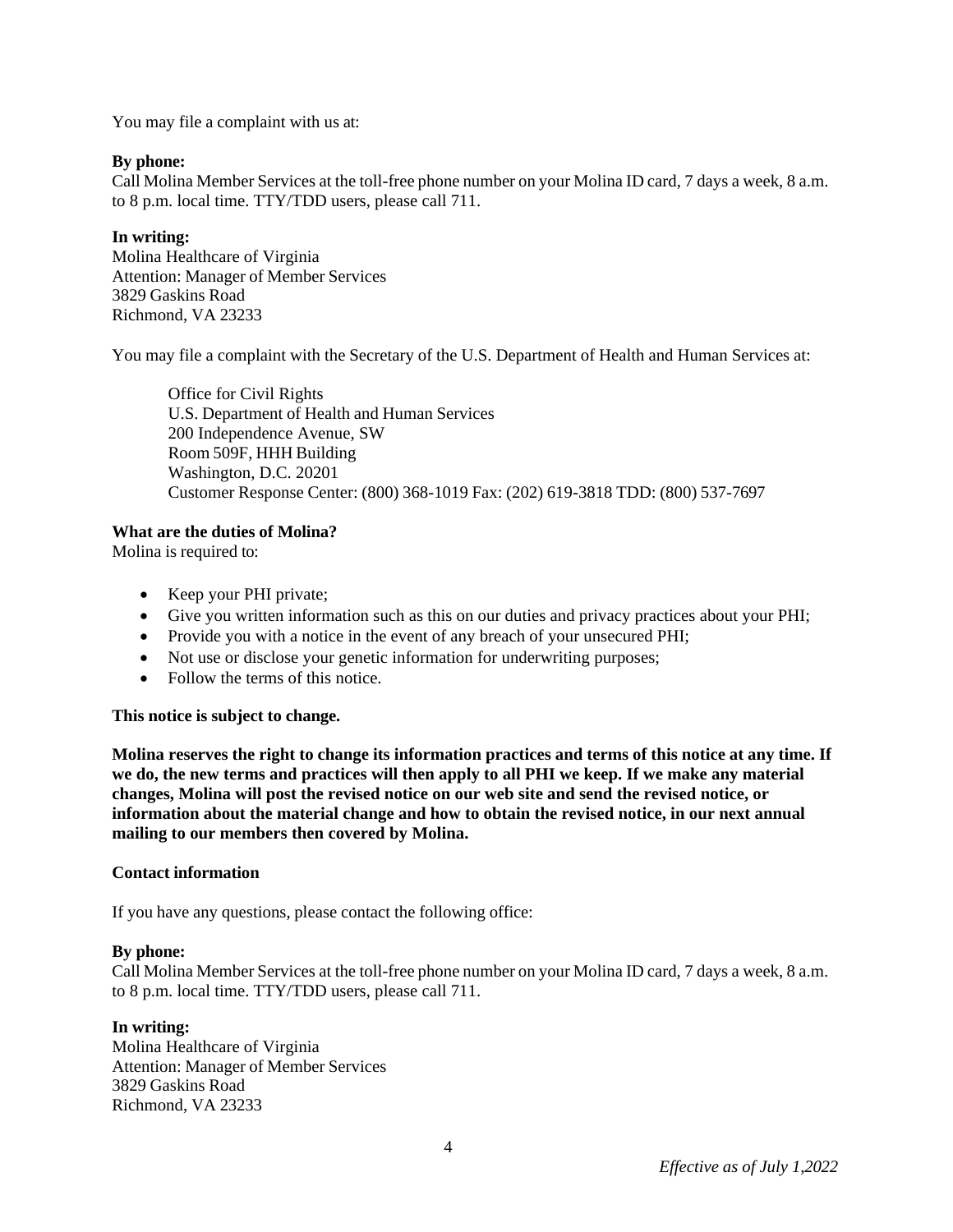You may file a complaint with us at:

**By phone:**
Call Molina Member Services at the toll-free phone number on your Molina ID card, 7 days a week, 8 a.m. to 8 p.m. local time. TTY/TDD users, please call 711.

**In writing:**
Molina Healthcare of Virginia
Attention: Manager of Member Services
3829 Gaskins Road
Richmond, VA 23233

You may file a complaint with the Secretary of the U.S. Department of Health and Human Services at:

> Office for Civil Rights
> U.S. Department of Health and Human Services
> 200 Independence Avenue, SW
> Room 509F, HHH Building
> Washington, D.C. 20201
> Customer Response Center: (800) 368-1019 Fax: (202) 619-3818 TDD: (800) 537-7697

**What are the duties of Molina?**
Molina is required to:

- Keep your PHI private;
- Give you written information such as this on our duties and privacy practices about your PHI;
- Provide you with a notice in the event of any breach of your unsecured PHI;
- Not use or disclose your genetic information for underwriting purposes;
- Follow the terms of this notice.

**This notice is subject to change.**

**Molina reserves the right to change its information practices and terms of this notice at any time. If we do, the new terms and practices will then apply to all PHI we keep. If we make any material changes, Molina will post the revised notice on our web site and send the revised notice, or information about the material change and how to obtain the revised notice, in our next annual mailing to our members then covered by Molina.**

**Contact information**

If you have any questions, please contact the following office:

**By phone:**
Call Molina Member Services at the toll-free phone number on your Molina ID card, 7 days a week, 8 a.m. to 8 p.m. local time. TTY/TDD users, please call 711.

**In writing:**
Molina Healthcare of Virginia
Attention: Manager of Member Services
3829 Gaskins Road
Richmond, VA 23233

*Effective as of July 1,2022*